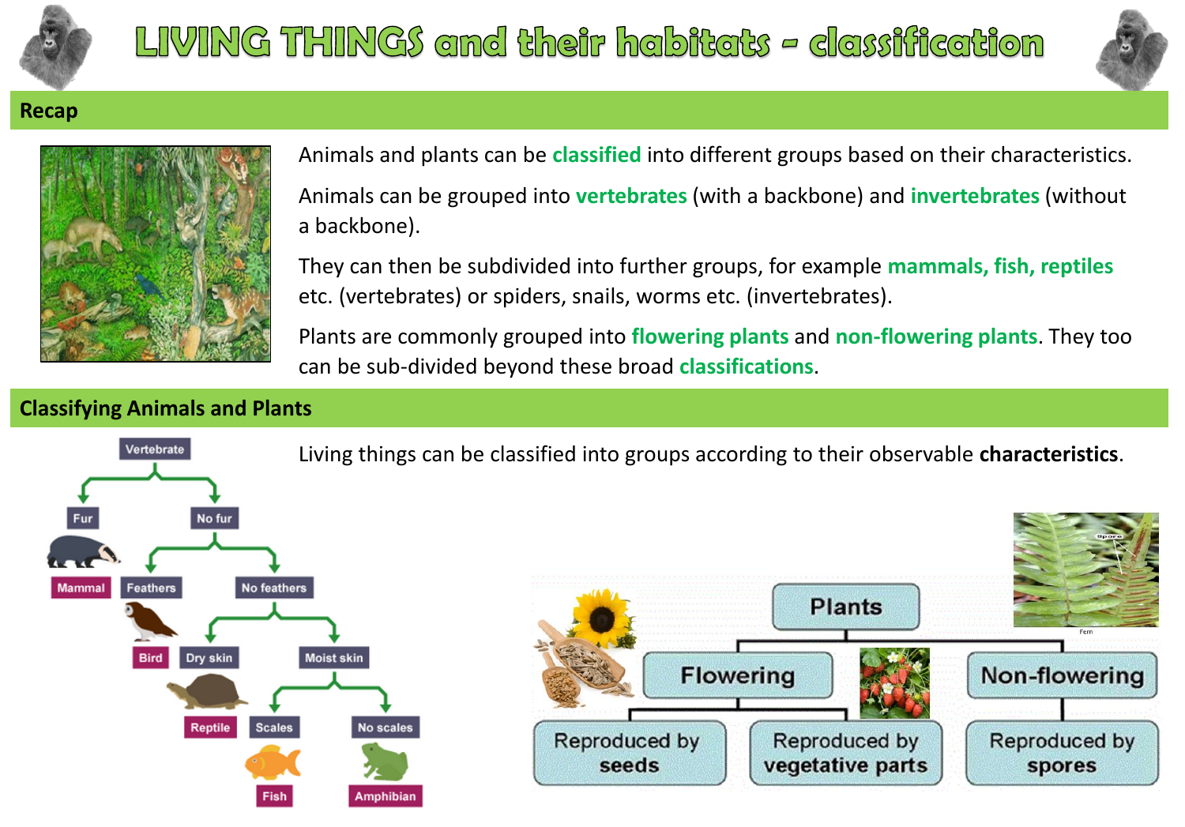# LIVING THINGS and their habitats - classification

## Recap

Animals and plants can be **classified** into different groups based on their characteristics.

Animals can be grouped into **vertebrates** (with a backbone) and **invertebrates** (without a backbone).

They can then be subdivided into further groups, for example **mammals, fish, reptiles** etc. (vertebrates) or spiders, snails, worms etc. (invertebrates).

Plants are commonly grouped into **flowering plants** and **non-flowering plants**. They too can be sub-divided beyond these broad **classifications**.

## Classifying Animals and Plants

Living things can be classified into groups according to their observable **characteristics**.

- Vertebrate
  - Fur → Mammal
  - No fur
    - Feathers → Bird
    - No feathers
      - Dry skin → Reptile
      - Moist skin
        - Scales → Fish
        - No scales → Amphibian

- Plants
  - Flowering
    - Reproduced by seeds
    - Reproduced by vegetative parts
  - Non-flowering
    - Reproduced by spores

Spore

Fern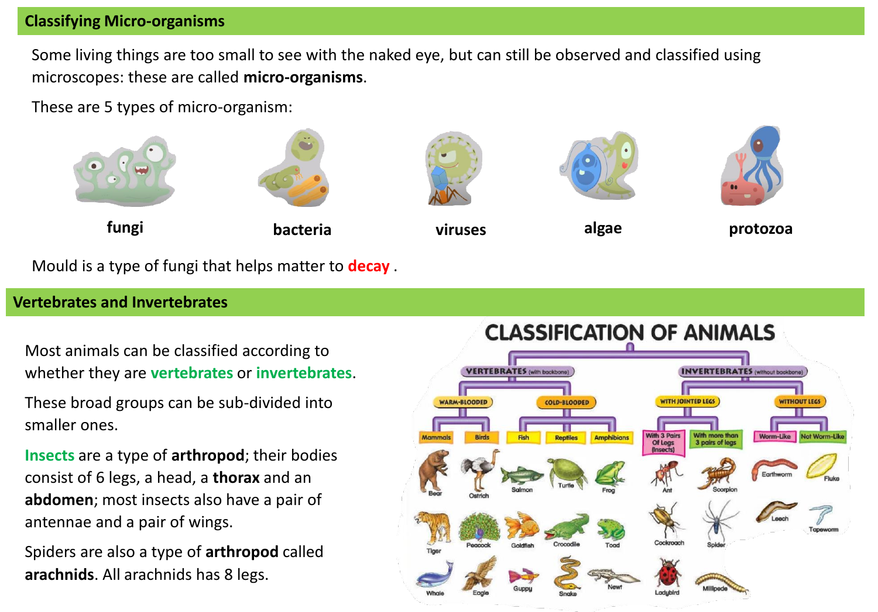## Classifying Micro-organisms

Some living things are too small to see with the naked eye, but can still be observed and classified using microscopes: these are called **micro-organisms**.

These are 5 types of micro-organism:

**fungi** **bacteria** **viruses** **algae** **protozoa**

Mould is a type of fungi that helps matter to **decay** .

## Vertebrates and Invertebrates

Most animals can be classified according to whether they are **vertebrates** or **invertebrates**.

These broad groups can be sub-divided into smaller ones.

**Insects** are a type of **arthropod**; their bodies consist of 6 legs, a head, a **thorax** and an **abdomen**; most insects also have a pair of antennae and a pair of wings.

Spiders are also a type of **arthropod** called **arachnids**. All arachnids has 8 legs.

CLASSIFICATION OF ANIMALS

VERTEBRATES (with backbone)

INVERTEBRATES (without backbone)

WARM-BLOODED

COLD-BLOODED

WITH JOINTED LEGS

WITHOUT LEGS

Mammals

Birds

Fish

Reptiles

Amphibians

With 3 Pairs Of Legs (Insects)

With more than 3 pairs of legs

Worm-Like

Not Worm-Like

Bear, Tiger, Whale

Ostrich, Peacock, Eagle

Salmon, Goldfish, Guppy

Turtle, Crocodile, Snake

Frog, Toad, Newt

Ant, Cockroach, Ladybird

Scorpion, Spider, Millipede

Earthworm, Leech

Fluke, Tapeworm